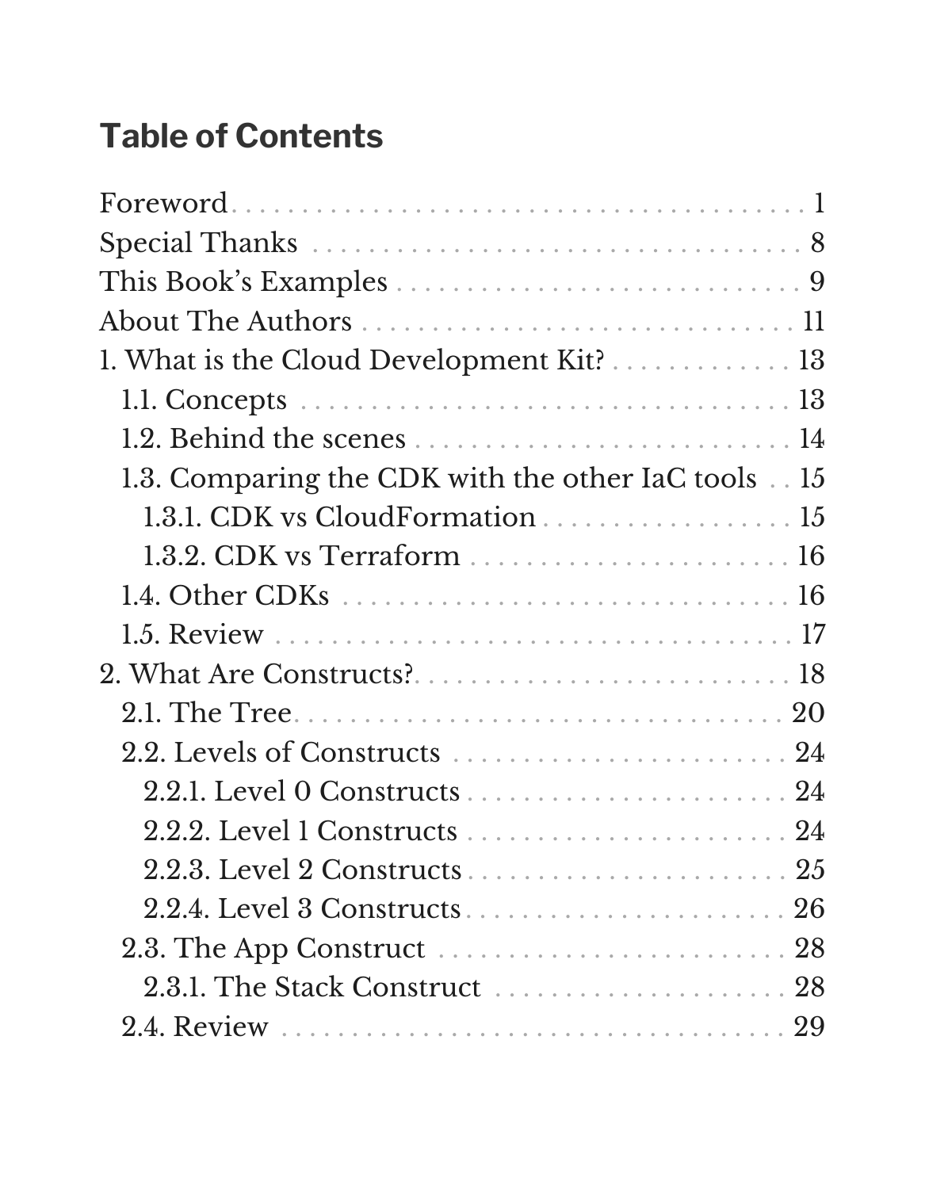## Table of Contents

- Foreword ... 1
- Special Thanks ... 8
- This Book's Examples ... 9
- About The Authors ... 11
- 1. What is the Cloud Development Kit? ... 13
  - 1.1. Concepts ... 13
  - 1.2. Behind the scenes ... 14
  - 1.3. Comparing the CDK with the other IaC tools ... 15
    - 1.3.1. CDK vs CloudFormation ... 15
    - 1.3.2. CDK vs Terraform ... 16
  - 1.4. Other CDKs ... 16
  - 1.5. Review ... 17
- 2. What Are Constructs? ... 18
  - 2.1. The Tree ... 20
  - 2.2. Levels of Constructs ... 24
    - 2.2.1. Level 0 Constructs ... 24
    - 2.2.2. Level 1 Constructs ... 24
    - 2.2.3. Level 2 Constructs ... 25
    - 2.2.4. Level 3 Constructs ... 26
  - 2.3. The App Construct ... 28
    - 2.3.1. The Stack Construct ... 28
  - 2.4. Review ... 29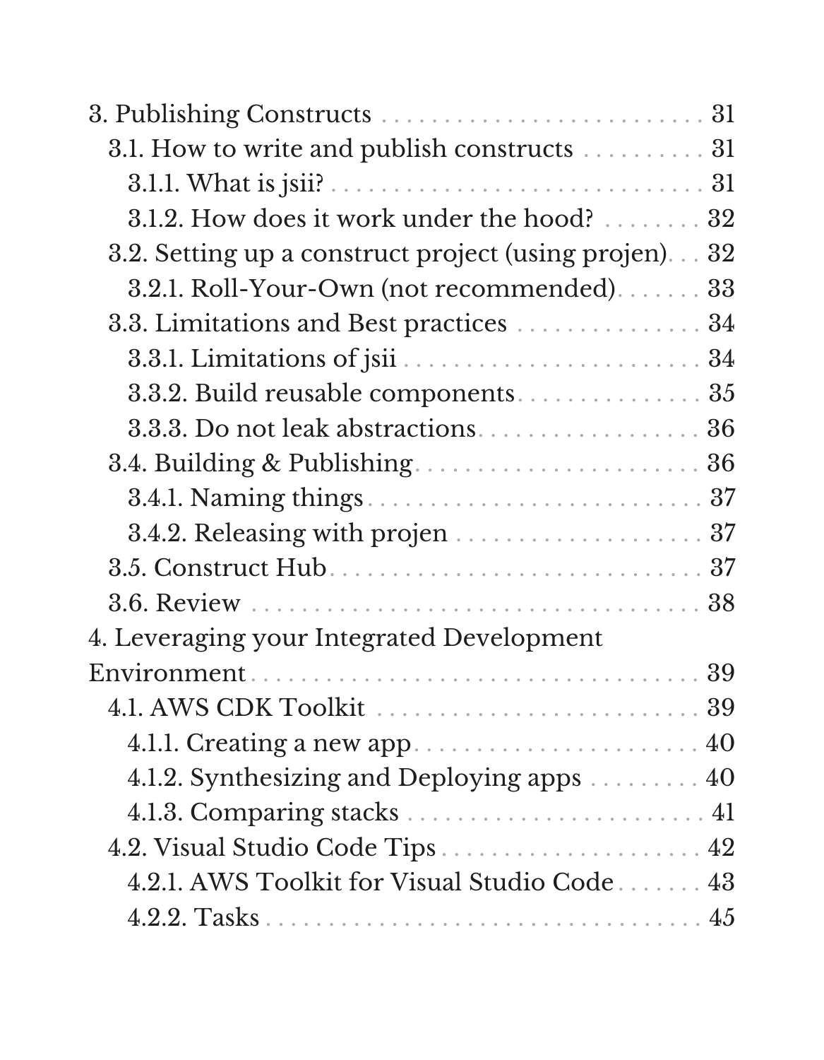- 3. Publishing Constructs ........ 31
  - 3.1. How to write and publish constructs ........ 31
    - 3.1.1. What is jsii? ........ 31
    - 3.1.2. How does it work under the hood? ........ 32
  - 3.2. Setting up a construct project (using projen) ........ 32
    - 3.2.1. Roll-Your-Own (not recommended) ........ 33
  - 3.3. Limitations and Best practices ........ 34
    - 3.3.1. Limitations of jsii ........ 34
    - 3.3.2. Build reusable components ........ 35
    - 3.3.3. Do not leak abstractions ........ 36
  - 3.4. Building & Publishing ........ 36
    - 3.4.1. Naming things ........ 37
    - 3.4.2. Releasing with projen ........ 37
  - 3.5. Construct Hub ........ 37
  - 3.6. Review ........ 38
- 4. Leveraging your Integrated Development Environment ........ 39
  - 4.1. AWS CDK Toolkit ........ 39
    - 4.1.1. Creating a new app ........ 40
    - 4.1.2. Synthesizing and Deploying apps ........ 40
    - 4.1.3. Comparing stacks ........ 41
  - 4.2. Visual Studio Code Tips ........ 42
    - 4.2.1. AWS Toolkit for Visual Studio Code ........ 43
    - 4.2.2. Tasks ........ 45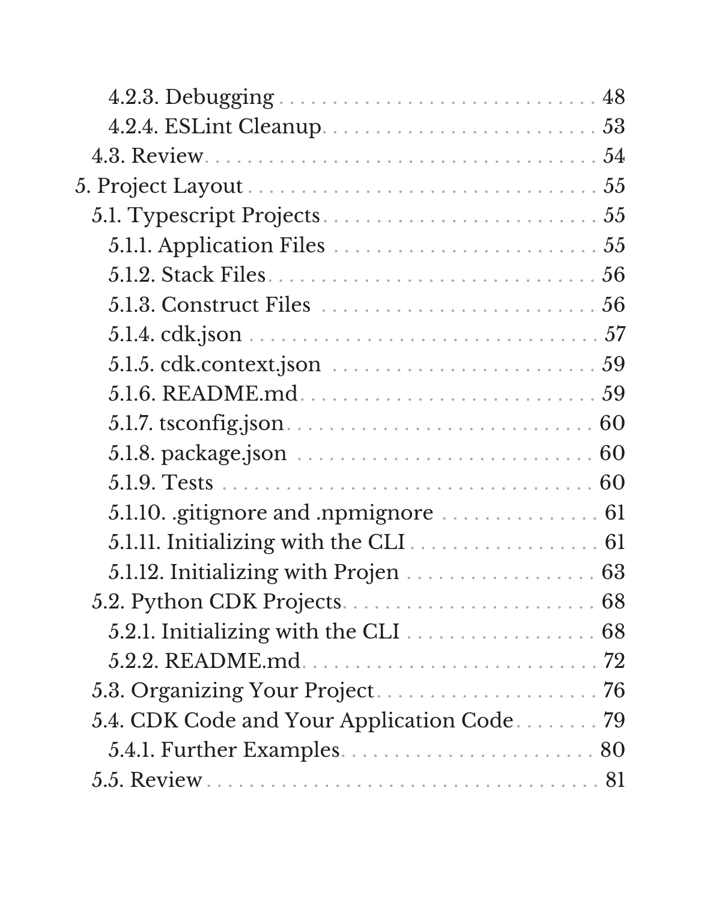- 4.2.3. Debugging ... 48
- 4.2.4. ESLint Cleanup ... 53
- 4.3. Review ... 54
- 5. Project Layout ... 55
  - 5.1. Typescript Projects ... 55
    - 5.1.1. Application Files ... 55
    - 5.1.2. Stack Files ... 56
    - 5.1.3. Construct Files ... 56
    - 5.1.4. cdk.json ... 57
    - 5.1.5. cdk.context.json ... 59
    - 5.1.6. README.md ... 59
    - 5.1.7. tsconfig.json ... 60
    - 5.1.8. package.json ... 60
    - 5.1.9. Tests ... 60
    - 5.1.10. .gitignore and .npmignore ... 61
    - 5.1.11. Initializing with the CLI ... 61
    - 5.1.12. Initializing with Projen ... 63
  - 5.2. Python CDK Projects ... 68
    - 5.2.1. Initializing with the CLI ... 68
    - 5.2.2. README.md ... 72
  - 5.3. Organizing Your Project ... 76
  - 5.4. CDK Code and Your Application Code ... 79
    - 5.4.1. Further Examples ... 80
  - 5.5. Review ... 81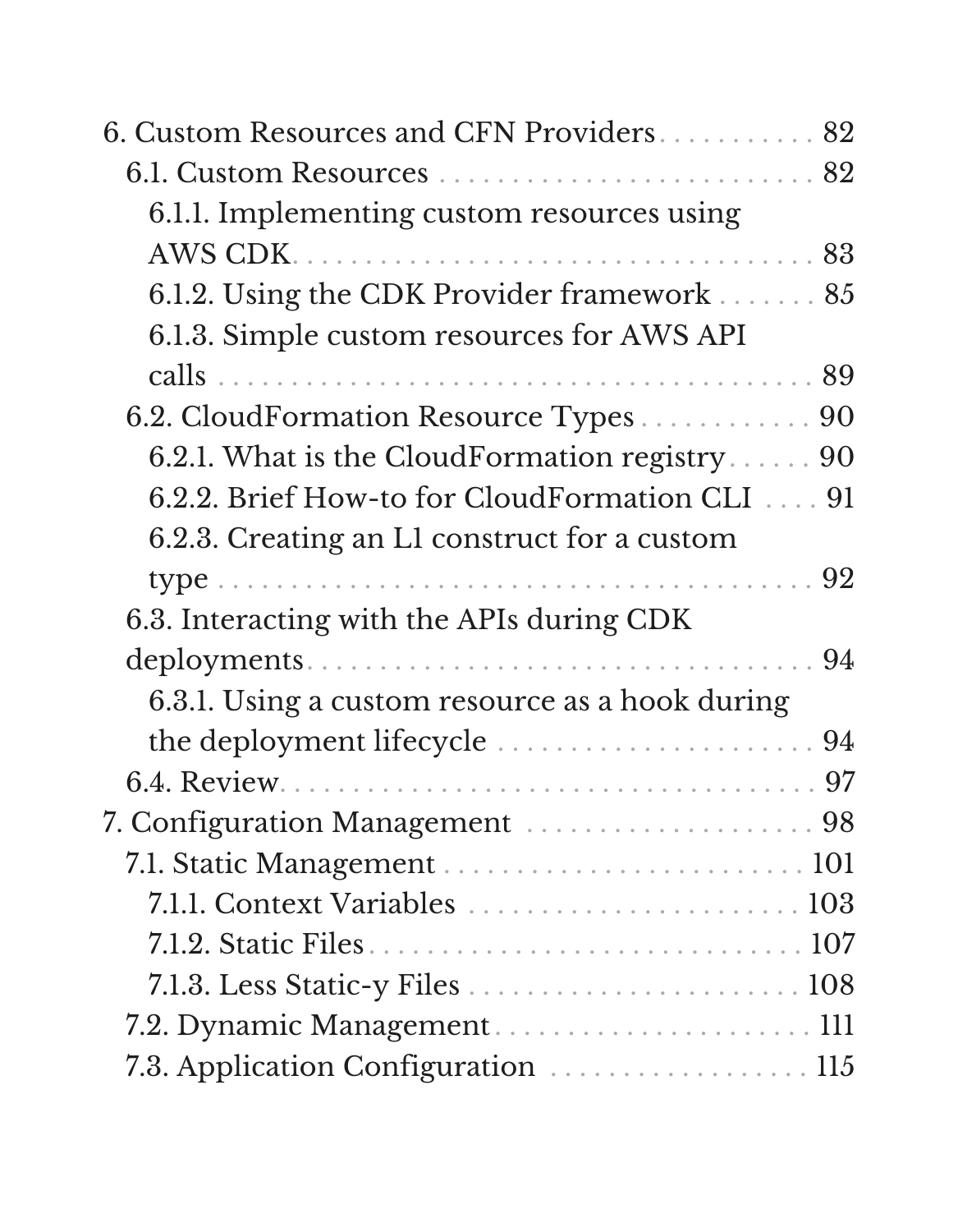- 6. Custom Resources and CFN Providers .......... 82
  - 6.1. Custom Resources .......... 82
    - 6.1.1. Implementing custom resources using AWS CDK .......... 83
    - 6.1.2. Using the CDK Provider framework .......... 85
    - 6.1.3. Simple custom resources for AWS API calls .......... 89
  - 6.2. CloudFormation Resource Types .......... 90
    - 6.2.1. What is the CloudFormation registry .......... 90
    - 6.2.2. Brief How-to for CloudFormation CLI .......... 91
    - 6.2.3. Creating an L1 construct for a custom type .......... 92
  - 6.3. Interacting with the APIs during CDK deployments .......... 94
    - 6.3.1. Using a custom resource as a hook during the deployment lifecycle .......... 94
  - 6.4. Review .......... 97
- 7. Configuration Management .......... 98
  - 7.1. Static Management .......... 101
    - 7.1.1. Context Variables .......... 103
    - 7.1.2. Static Files .......... 107
    - 7.1.3. Less Static-y Files .......... 108
  - 7.2. Dynamic Management .......... 111
  - 7.3. Application Configuration .......... 115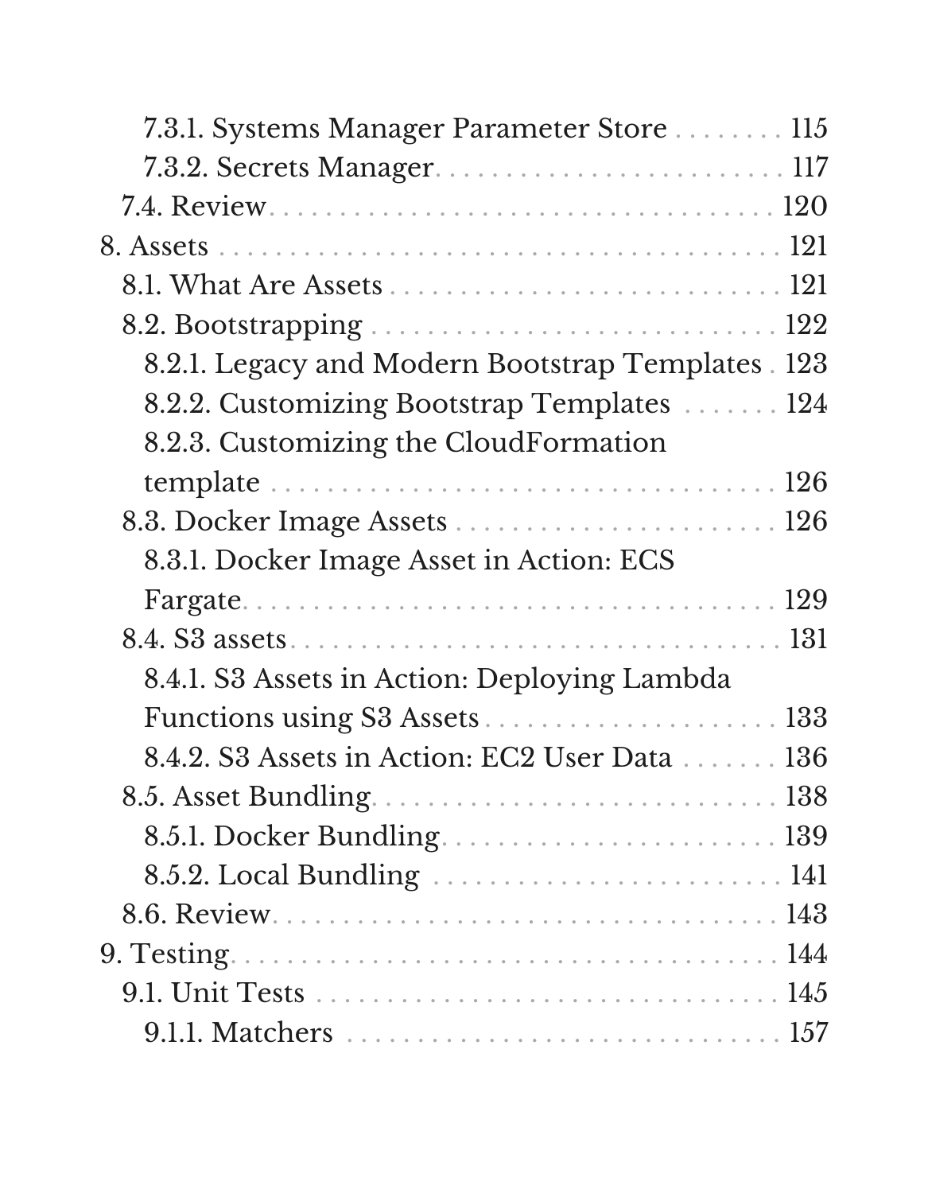- 7.3.1. Systems Manager Parameter Store . . . . . . . . 115
- 7.3.2. Secrets Manager . . . . . . . . . . . . . . . . . . . . . . . . . 117
- 7.4. Review . . . . . . . . . . . . . . . . . . . . . . . . . . . . . . . . . 120
- 8. Assets . . . . . . . . . . . . . . . . . . . . . . . . . . . . . . . . . . . 121
  - 8.1. What Are Assets . . . . . . . . . . . . . . . . . . . . . . . . . 121
  - 8.2. Bootstrapping . . . . . . . . . . . . . . . . . . . . . . . . . . . 122
    - 8.2.1. Legacy and Modern Bootstrap Templates . 123
    - 8.2.2. Customizing Bootstrap Templates . . . . . . . 124
    - 8.2.3. Customizing the CloudFormation template . . . . . . . . . . . . . . . . . . . . . . . . . . . . . . . 126
  - 8.3. Docker Image Assets . . . . . . . . . . . . . . . . . . . . . . 126
    - 8.3.1. Docker Image Asset in Action: ECS Fargate . . . . . . . . . . . . . . . . . . . . . . . . . . . . . . . . . 129
  - 8.4. S3 assets . . . . . . . . . . . . . . . . . . . . . . . . . . . . . . . 131
    - 8.4.1. S3 Assets in Action: Deploying Lambda Functions using S3 Assets . . . . . . . . . . . . . . . . . . . . 133
    - 8.4.2. S3 Assets in Action: EC2 User Data . . . . . . . 136
  - 8.5. Asset Bundling . . . . . . . . . . . . . . . . . . . . . . . . . . . 138
    - 8.5.1. Docker Bundling . . . . . . . . . . . . . . . . . . . . . . . 139
    - 8.5.2. Local Bundling . . . . . . . . . . . . . . . . . . . . . . . . 141
  - 8.6. Review . . . . . . . . . . . . . . . . . . . . . . . . . . . . . . . . . 143
- 9. Testing . . . . . . . . . . . . . . . . . . . . . . . . . . . . . . . . . . 144
  - 9.1. Unit Tests . . . . . . . . . . . . . . . . . . . . . . . . . . . . . . 145
    - 9.1.1. Matchers . . . . . . . . . . . . . . . . . . . . . . . . . . . . 157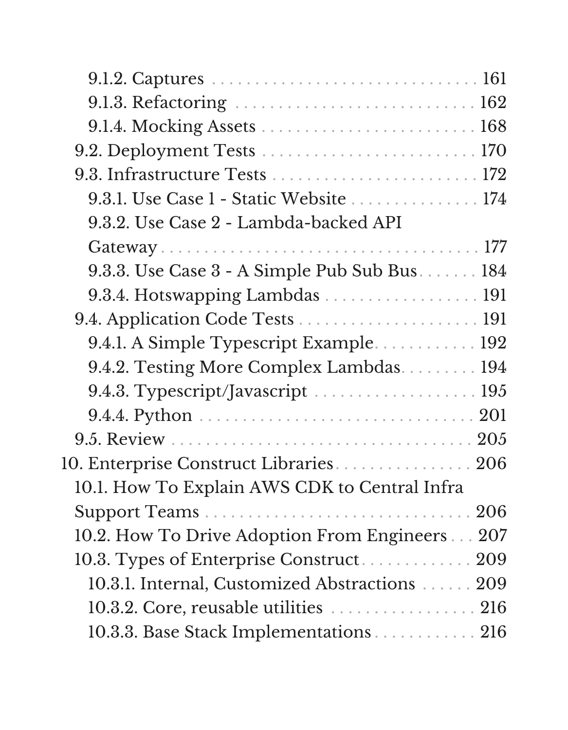- 9.1.2. Captures . . . . . . . . . . . . . . . . . . . . . . . . . . . . . . . . 161
- 9.1.3. Refactoring . . . . . . . . . . . . . . . . . . . . . . . . . . . . . 162
- 9.1.4. Mocking Assets . . . . . . . . . . . . . . . . . . . . . . . . . 168
- 9.2. Deployment Tests . . . . . . . . . . . . . . . . . . . . . . . . . . 170
- 9.3. Infrastructure Tests . . . . . . . . . . . . . . . . . . . . . . . . 172
- 9.3.1. Use Case 1 - Static Website . . . . . . . . . . . . . . . 174
- 9.3.2. Use Case 2 - Lambda-backed API Gateway . . . . . . . . . . . . . . . . . . . . . . . . . . . . . . . . . . . . 177
- 9.3.3. Use Case 3 - A Simple Pub Sub Bus . . . . . . . 184
- 9.3.4. Hotswapping Lambdas . . . . . . . . . . . . . . . . . . 191
- 9.4. Application Code Tests . . . . . . . . . . . . . . . . . . . . . 191
- 9.4.1. A Simple Typescript Example . . . . . . . . . . . . 192
- 9.4.2. Testing More Complex Lambdas . . . . . . . . . 194
- 9.4.3. Typescript/Javascript . . . . . . . . . . . . . . . . . . . 195
- 9.4.4. Python . . . . . . . . . . . . . . . . . . . . . . . . . . . . . . . . . 201
- 9.5. Review . . . . . . . . . . . . . . . . . . . . . . . . . . . . . . . . . . . 205
- 10. Enterprise Construct Libraries . . . . . . . . . . . . . . . . 206
- 10.1. How To Explain AWS CDK to Central Infra Support Teams . . . . . . . . . . . . . . . . . . . . . . . . . . . . . . . 206
- 10.2. How To Drive Adoption From Engineers . . . 207
- 10.3. Types of Enterprise Construct . . . . . . . . . . . . . 209
- 10.3.1. Internal, Customized Abstractions . . . . . . 209
- 10.3.2. Core, reusable utilities . . . . . . . . . . . . . . . . . 216
- 10.3.3. Base Stack Implementations . . . . . . . . . . . . 216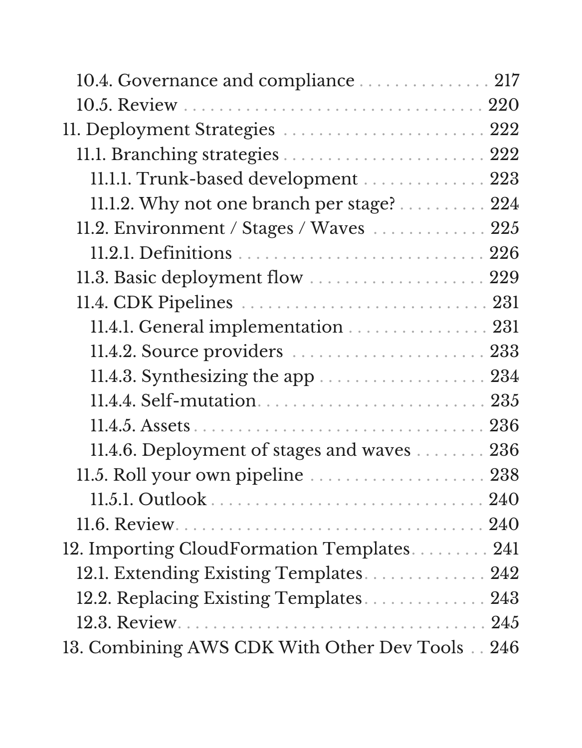- 10.4. Governance and compliance . . . . . . . . . . . . . . . 217
- 10.5. Review . . . . . . . . . . . . . . . . . . . . . . . . . . . . . . . . 220

11. Deployment Strategies . . . . . . . . . . . . . . . . . . . . . . 222
- 11.1. Branching strategies . . . . . . . . . . . . . . . . . . . . . 222
  - 11.1.1. Trunk-based development . . . . . . . . . . . . . . 223
  - 11.1.2. Why not one branch per stage? . . . . . . . . . . 224
- 11.2. Environment / Stages / Waves . . . . . . . . . . . . . 225
  - 11.2.1. Definitions . . . . . . . . . . . . . . . . . . . . . . . . . . . 226
- 11.3. Basic deployment flow . . . . . . . . . . . . . . . . . . . 229
- 11.4. CDK Pipelines . . . . . . . . . . . . . . . . . . . . . . . . . . 231
  - 11.4.1. General implementation . . . . . . . . . . . . . . . . 231
  - 11.4.2. Source providers . . . . . . . . . . . . . . . . . . . . . 233
  - 11.4.3. Synthesizing the app . . . . . . . . . . . . . . . . . . 234
  - 11.4.4. Self-mutation. . . . . . . . . . . . . . . . . . . . . . . . . 235
  - 11.4.5. Assets . . . . . . . . . . . . . . . . . . . . . . . . . . . . . . 236
  - 11.4.6. Deployment of stages and waves . . . . . . . . 236
- 11.5. Roll your own pipeline . . . . . . . . . . . . . . . . . . . 238
  - 11.5.1. Outlook . . . . . . . . . . . . . . . . . . . . . . . . . . . . . 240
- 11.6. Review. . . . . . . . . . . . . . . . . . . . . . . . . . . . . . . . 240

12. Importing CloudFormation Templates. . . . . . . . . 241
- 12.1. Extending Existing Templates. . . . . . . . . . . . . 242
- 12.2. Replacing Existing Templates. . . . . . . . . . . . . 243
- 12.3. Review. . . . . . . . . . . . . . . . . . . . . . . . . . . . . . . . 245

13. Combining AWS CDK With Other Dev Tools . . 246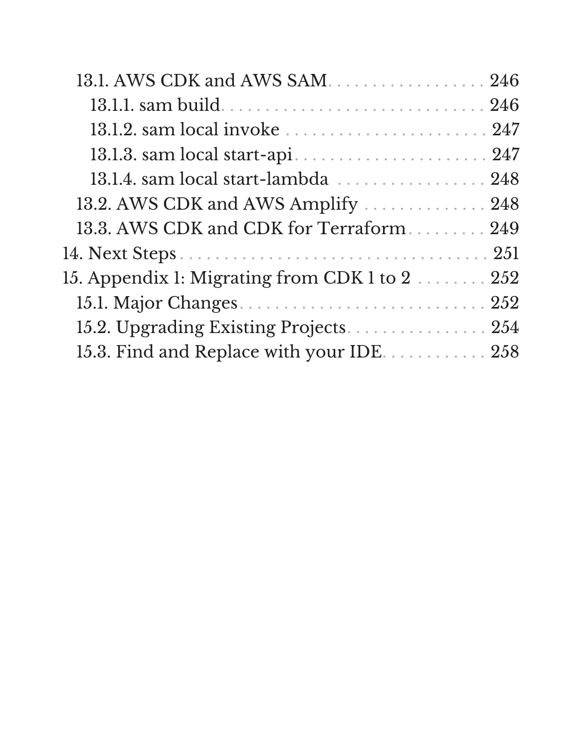- 13.1. AWS CDK and AWS SAM ... 246
  - 13.1.1. sam build ... 246
  - 13.1.2. sam local invoke ... 247
  - 13.1.3. sam local start-api ... 247
  - 13.1.4. sam local start-lambda ... 248
- 13.2. AWS CDK and AWS Amplify ... 248
- 13.3. AWS CDK and CDK for Terraform ... 249

14. Next Steps ... 251

15. Appendix 1: Migrating from CDK 1 to 2 ... 252
- 15.1. Major Changes ... 252
- 15.2. Upgrading Existing Projects ... 254
- 15.3. Find and Replace with your IDE ... 258